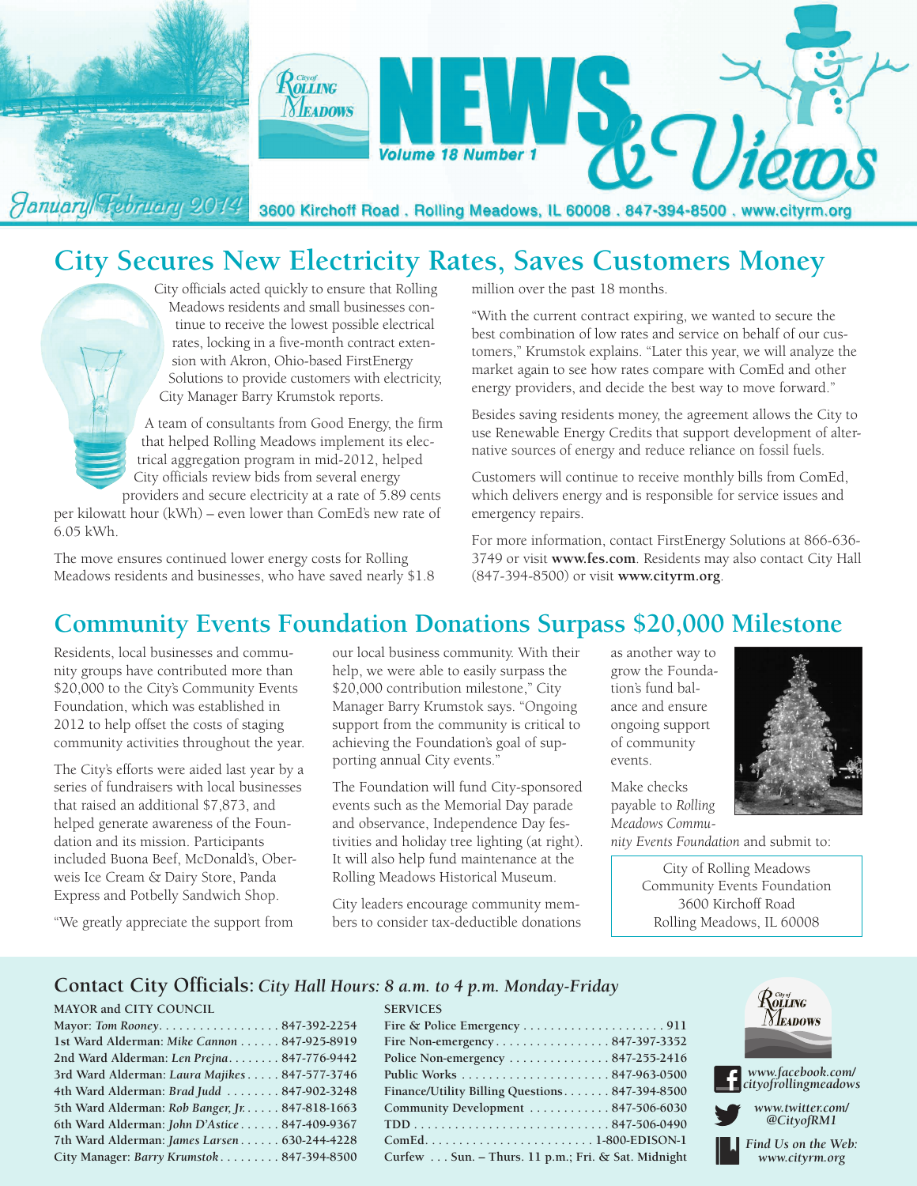# City of Rolling Meadows NEWS & Views

Volume 18 Number 1

January/February 2014

3600 Kirchoff Road . Rolling Meadows, IL 60008 . 847-394-8500 . www.cityrm.org

## City Secures New Electricity Rates, Saves Customers Money

City officials acted quickly to ensure that Rolling Meadows residents and small businesses continue to receive the lowest possible electrical rates, locking in a five-month contract extension with Akron, Ohio-based FirstEnergy Solutions to provide customers with electricity, City Manager Barry Krumstok reports.

A team of consultants from Good Energy, the firm that helped Rolling Meadows implement its electrical aggregation program in mid-2012, helped City officials review bids from several energy providers and secure electricity at a rate of 5.89 cents per kilowatt hour (kWh) – even lower than ComEd's new rate of 6.05 kWh.

The move ensures continued lower energy costs for Rolling Meadows residents and businesses, who have saved nearly $1.8 million over the past 18 months.

"With the current contract expiring, we wanted to secure the best combination of low rates and service on behalf of our customers," Krumstok explains. "Later this year, we will analyze the market again to see how rates compare with ComEd and other energy providers, and decide the best way to move forward."

Besides saving residents money, the agreement allows the City to use Renewable Energy Credits that support development of alternative sources of energy and reduce reliance on fossil fuels.

Customers will continue to receive monthly bills from ComEd, which delivers energy and is responsible for service issues and emergency repairs.

For more information, contact FirstEnergy Solutions at 866-636-3749 or visit **www.fes.com**. Residents may also contact City Hall (847-394-8500) or visit **www.cityrm.org**.

## Community Events Foundation Donations Surpass $20,000 Milestone

Residents, local businesses and community groups have contributed more than $20,000 to the City's Community Events Foundation, which was established in 2012 to help offset the costs of staging community activities throughout the year.

The City's efforts were aided last year by a series of fundraisers with local businesses that raised an additional $7,873, and helped generate awareness of the Foundation and its mission. Participants included Buona Beef, McDonald's, Oberweis Ice Cream & Dairy Store, Panda Express and Potbelly Sandwich Shop.

"We greatly appreciate the support from our local business community. With their help, we were able to easily surpass the $20,000 contribution milestone," City Manager Barry Krumstok says. "Ongoing support from the community is critical to achieving the Foundation's goal of supporting annual City events."

The Foundation will fund City-sponsored events such as the Memorial Day parade and observance, Independence Day festivities and holiday tree lighting (at right). It will also help fund maintenance at the Rolling Meadows Historical Museum.

City leaders encourage community members to consider tax-deductible donations as another way to grow the Foundation's fund balance and ensure ongoing support of community events.

Make checks payable to *Rolling Meadows Community Events Foundation* and submit to:

City of Rolling Meadows
Community Events Foundation
3600 Kirchoff Road
Rolling Meadows, IL 60008

## Contact City Officials: *City Hall Hours: 8 a.m. to 4 p.m. Monday-Friday*

**MAYOR and CITY COUNCIL**

- **Mayor:** *Tom Rooney* . . . 847-392-2254
- **1st Ward Alderman:** *Mike Cannon* . . . 847-925-8919
- **2nd Ward Alderman:** *Len Prejna* . . . 847-776-9442
- **3rd Ward Alderman:** *Laura Majikes* . . . 847-577-3746
- **4th Ward Alderman:** *Brad Judd* . . . 847-902-3248
- **5th Ward Alderman:** *Rob Banger, Jr.* . . . 847-818-1663
- **6th Ward Alderman:** *John D'Astice* . . . 847-409-9367
- **7th Ward Alderman:** *James Larsen* . . . 630-244-4228
- **City Manager:** *Barry Krumstok* . . . 847-394-8500

**SERVICES**

- **Fire & Police Emergency** . . . 911
- **Fire Non-emergency** . . . 847-397-3352
- **Police Non-emergency** . . . 847-255-2416
- **Public Works** . . . 847-963-0500
- **Finance/Utility Billing Questions** . . . 847-394-8500
- **Community Development** . . . 847-506-6030
- **TDD** . . . 847-506-0490
- **ComEd** . . . 1-800-EDISON-1
- **Curfew** . . . Sun. – Thurs. 11 p.m.; Fri. & Sat. Midnight

*www.facebook.com/cityofrollingmeadows*

*www.twitter.com/@CityofRM1*

*Find Us on the Web: www.cityrm.org*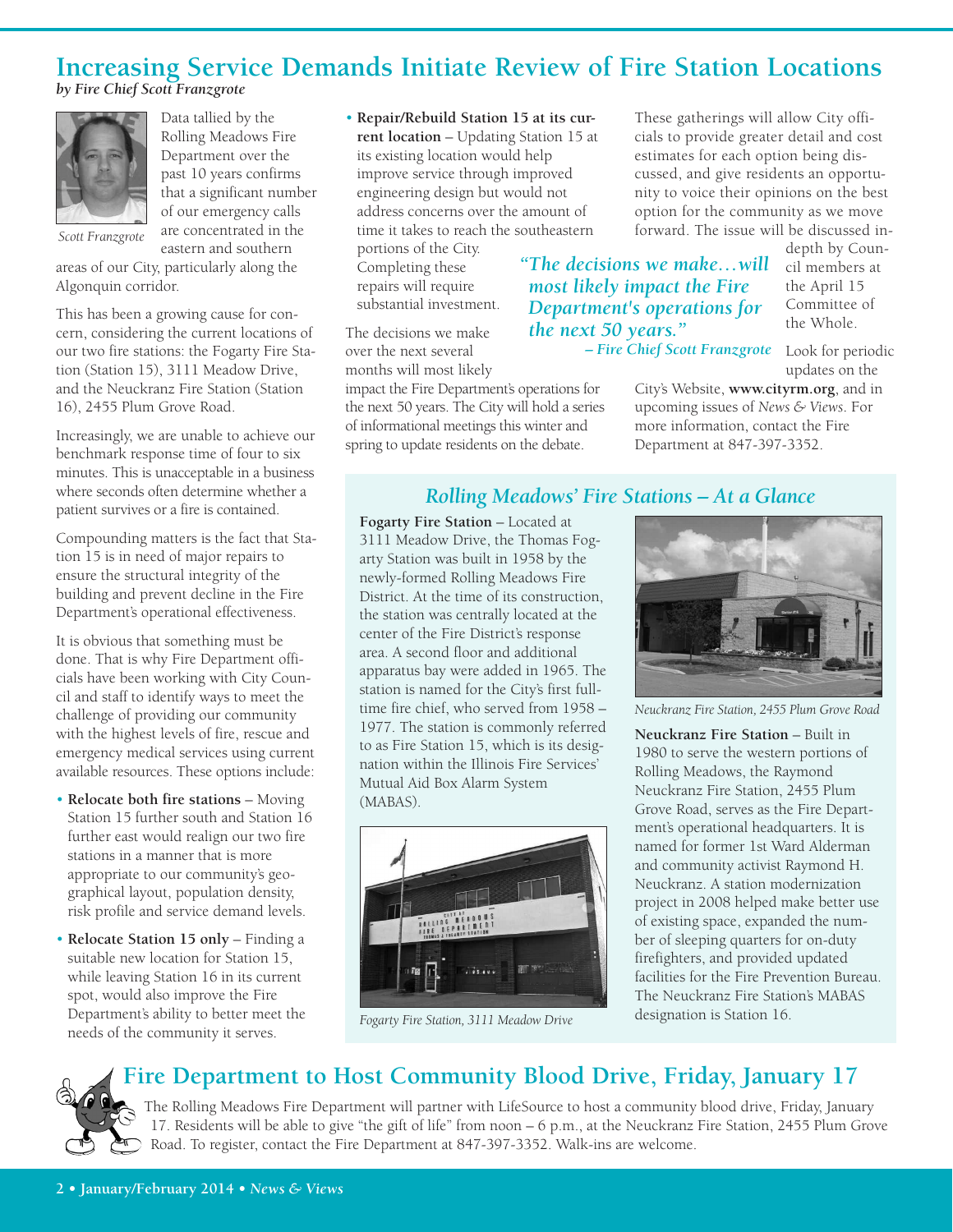# Increasing Service Demands Initiate Review of Fire Station Locations

*by Fire Chief Scott Franzgrote*

*Scott Franzgrote*

Data tallied by the Rolling Meadows Fire Department over the past 10 years confirms that a significant number of our emergency calls are concentrated in the eastern and southern areas of our City, particularly along the Algonquin corridor.

This has been a growing cause for concern, considering the current locations of our two fire stations: the Fogarty Fire Station (Station 15), 3111 Meadow Drive, and the Neuckranz Fire Station (Station 16), 2455 Plum Grove Road.

Increasingly, we are unable to achieve our benchmark response time of four to six minutes. This is unacceptable in a business where seconds often determine whether a patient survives or a fire is contained.

Compounding matters is the fact that Station 15 is in need of major repairs to ensure the structural integrity of the building and prevent decline in the Fire Department's operational effectiveness.

It is obvious that something must be done. That is why Fire Department officials have been working with City Council and staff to identify ways to meet the challenge of providing our community with the highest levels of fire, rescue and emergency medical services using current available resources. These options include:

- **Relocate both fire stations** – Moving Station 15 further south and Station 16 further east would realign our two fire stations in a manner that is more appropriate to our community's geographical layout, population density, risk profile and service demand levels.
- **Relocate Station 15 only** – Finding a suitable new location for Station 15, while leaving Station 16 in its current spot, would also improve the Fire Department's ability to better meet the needs of the community it serves.
- **Repair/Rebuild Station 15 at its current location** – Updating Station 15 at its existing location would help improve service through improved engineering design but would not address concerns over the amount of time it takes to reach the southeastern portions of the City. Completing these repairs will require substantial investment.

The decisions we make over the next several months will most likely impact the Fire Department's operations for the next 50 years. The City will hold a series of informational meetings this winter and spring to update residents on the debate.

> *"The decisions we make…will most likely impact the Fire Department's operations for the next 50 years."*
> *– Fire Chief Scott Franzgrote*

These gatherings will allow City officials to provide greater detail and cost estimates for each option being discussed, and give residents an opportunity to voice their opinions on the best option for the community as we move forward. The issue will be discussed in-depth by Council members at the April 15 Committee of the Whole.

Look for periodic updates on the City's Website, **www.cityrm.org**, and in upcoming issues of *News & Views*. For more information, contact the Fire Department at 847-397-3352.

## *Rolling Meadows' Fire Stations – At a Glance*

**Fogarty Fire Station** – Located at 3111 Meadow Drive, the Thomas Fogarty Station was built in 1958 by the newly-formed Rolling Meadows Fire District. At the time of its construction, the station was centrally located at the center of the Fire District's response area. A second floor and additional apparatus bay were added in 1965. The station is named for the City's first full-time fire chief, who served from 1958 – 1977. The station is commonly referred to as Fire Station 15, which is its designation within the Illinois Fire Services' Mutual Aid Box Alarm System (MABAS).

*Fogarty Fire Station, 3111 Meadow Drive*

*Neuckranz Fire Station, 2455 Plum Grove Road*

**Neuckranz Fire Station** – Built in 1980 to serve the western portions of Rolling Meadows, the Raymond Neuckranz Fire Station, 2455 Plum Grove Road, serves as the Fire Department's operational headquarters. It is named for former 1st Ward Alderman and community activist Raymond H. Neuckranz. A station modernization project in 2008 helped make better use of existing space, expanded the number of sleeping quarters for on-duty firefighters, and provided updated facilities for the Fire Prevention Bureau. The Neuckranz Fire Station's MABAS designation is Station 16.

# Fire Department to Host Community Blood Drive, Friday, January 17

The Rolling Meadows Fire Department will partner with LifeSource to host a community blood drive, Friday, January 17. Residents will be able to give "the gift of life" from noon – 6 p.m., at the Neuckranz Fire Station, 2455 Plum Grove Road. To register, contact the Fire Department at 847-397-3352. Walk-ins are welcome.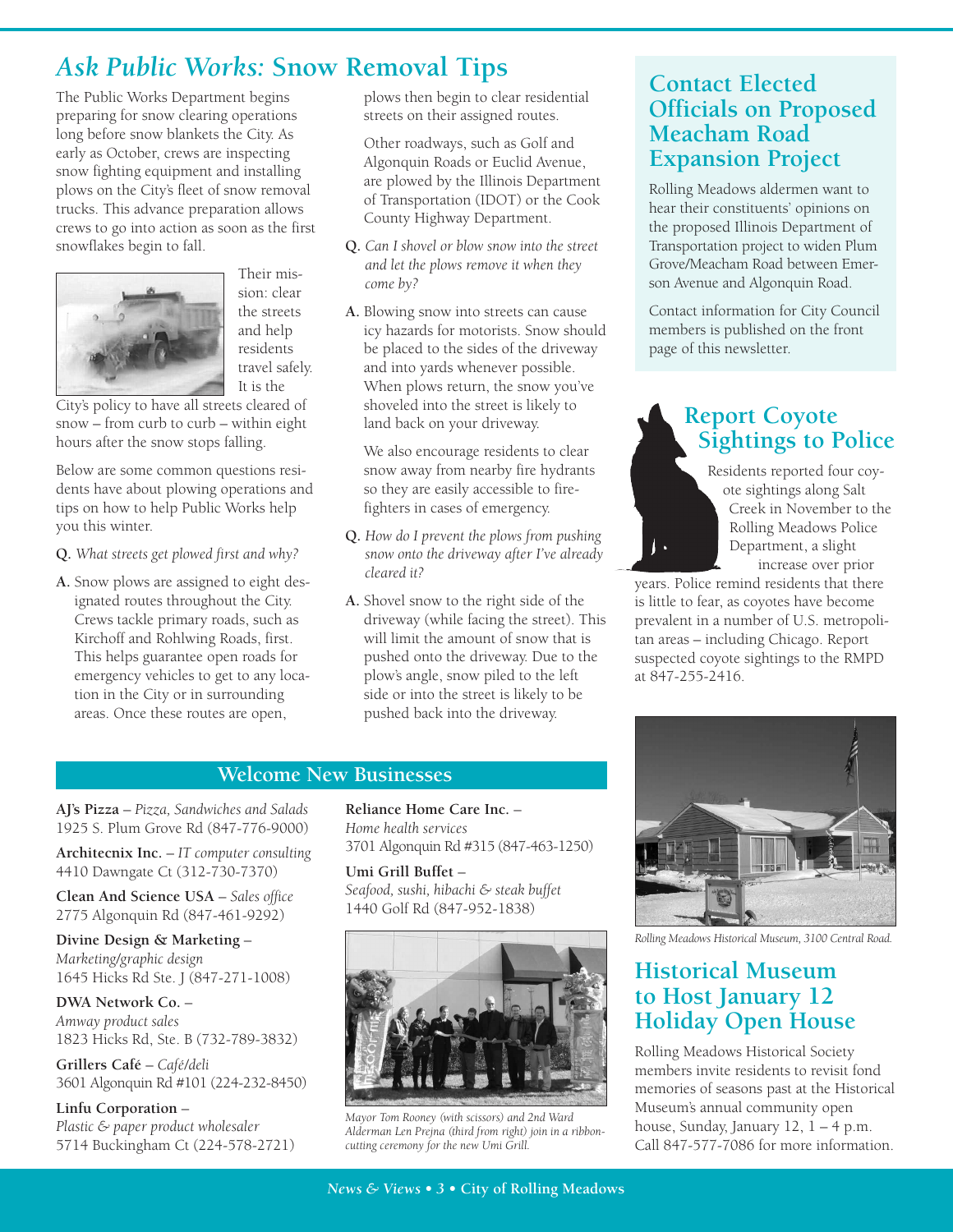# *Ask Public Works:* Snow Removal Tips

The Public Works Department begins preparing for snow clearing operations long before snow blankets the City. As early as October, crews are inspecting snow fighting equipment and installing plows on the City's fleet of snow removal trucks. This advance preparation allows crews to go into action as soon as the first snowflakes begin to fall.

Their mission: clear the streets and help residents travel safely. It is the City's policy to have all streets cleared of snow – from curb to curb – within eight hours after the snow stops falling.

Below are some common questions residents have about plowing operations and tips on how to help Public Works help you this winter.

**Q.** *What streets get plowed first and why?*

**A.** Snow plows are assigned to eight designated routes throughout the City. Crews tackle primary roads, such as Kirchoff and Rohlwing Roads, first. This helps guarantee open roads for emergency vehicles to get to any location in the City or in surrounding areas. Once these routes are open, plows then begin to clear residential streets on their assigned routes.

Other roadways, such as Golf and Algonquin Roads or Euclid Avenue, are plowed by the Illinois Department of Transportation (IDOT) or the Cook County Highway Department.

**Q.** *Can I shovel or blow snow into the street and let the plows remove it when they come by?*

**A.** Blowing snow into streets can cause icy hazards for motorists. Snow should be placed to the sides of the driveway and into yards whenever possible. When plows return, the snow you've shoveled into the street is likely to land back on your driveway.

We also encourage residents to clear snow away from nearby fire hydrants so they are easily accessible to firefighters in cases of emergency.

**Q.** *How do I prevent the plows from pushing snow onto the driveway after I've already cleared it?*

**A.** Shovel snow to the right side of the driveway (while facing the street). This will limit the amount of snow that is pushed onto the driveway. Due to the plow's angle, snow piled to the left side or into the street is likely to be pushed back into the driveway.

## Contact Elected Officials on Proposed Meacham Road Expansion Project

Rolling Meadows aldermen want to hear their constituents' opinions on the proposed Illinois Department of Transportation project to widen Plum Grove/Meacham Road between Emerson Avenue and Algonquin Road.

Contact information for City Council members is published on the front page of this newsletter.

## Report Coyote Sightings to Police

Residents reported four coyote sightings along Salt Creek in November to the Rolling Meadows Police Department, a slight increase over prior years. Police remind residents that there is little to fear, as coyotes have become prevalent in a number of U.S. metropolitan areas – including Chicago. Report suspected coyote sightings to the RMPD at 847-255-2416.

## Welcome New Businesses

**AJ's Pizza** – *Pizza, Sandwiches and Salads*
1925 S. Plum Grove Rd (847-776-9000)

**Architecnix Inc.** – *IT computer consulting*
4410 Dawngate Ct (312-730-7370)

**Clean And Science USA** – *Sales office*
2775 Algonquin Rd (847-461-9292)

**Divine Design & Marketing** –
*Marketing/graphic design*
1645 Hicks Rd Ste. J (847-271-1008)

**DWA Network Co.** –
*Amway product sales*
1823 Hicks Rd, Ste. B (732-789-3832)

**Grillers Café** – *Café/deli*
3601 Algonquin Rd #101 (224-232-8450)

**Linfu Corporation** –
*Plastic & paper product wholesaler*
5714 Buckingham Ct (224-578-2721)

**Reliance Home Care Inc.** –
*Home health services*
3701 Algonquin Rd #315 (847-463-1250)

**Umi Grill Buffet** –
*Seafood, sushi, hibachi & steak buffet*
1440 Golf Rd (847-952-1838)

*Mayor Tom Rooney (with scissors) and 2nd Ward Alderman Len Prejna (third from right) join in a ribbon-cutting ceremony for the new Umi Grill.*

*Rolling Meadows Historical Museum, 3100 Central Road.*

## Historical Museum to Host January 12 Holiday Open House

Rolling Meadows Historical Society members invite residents to revisit fond memories of seasons past at the Historical Museum's annual community open house, Sunday, January 12, 1 – 4 p.m. Call 847-577-7086 for more information.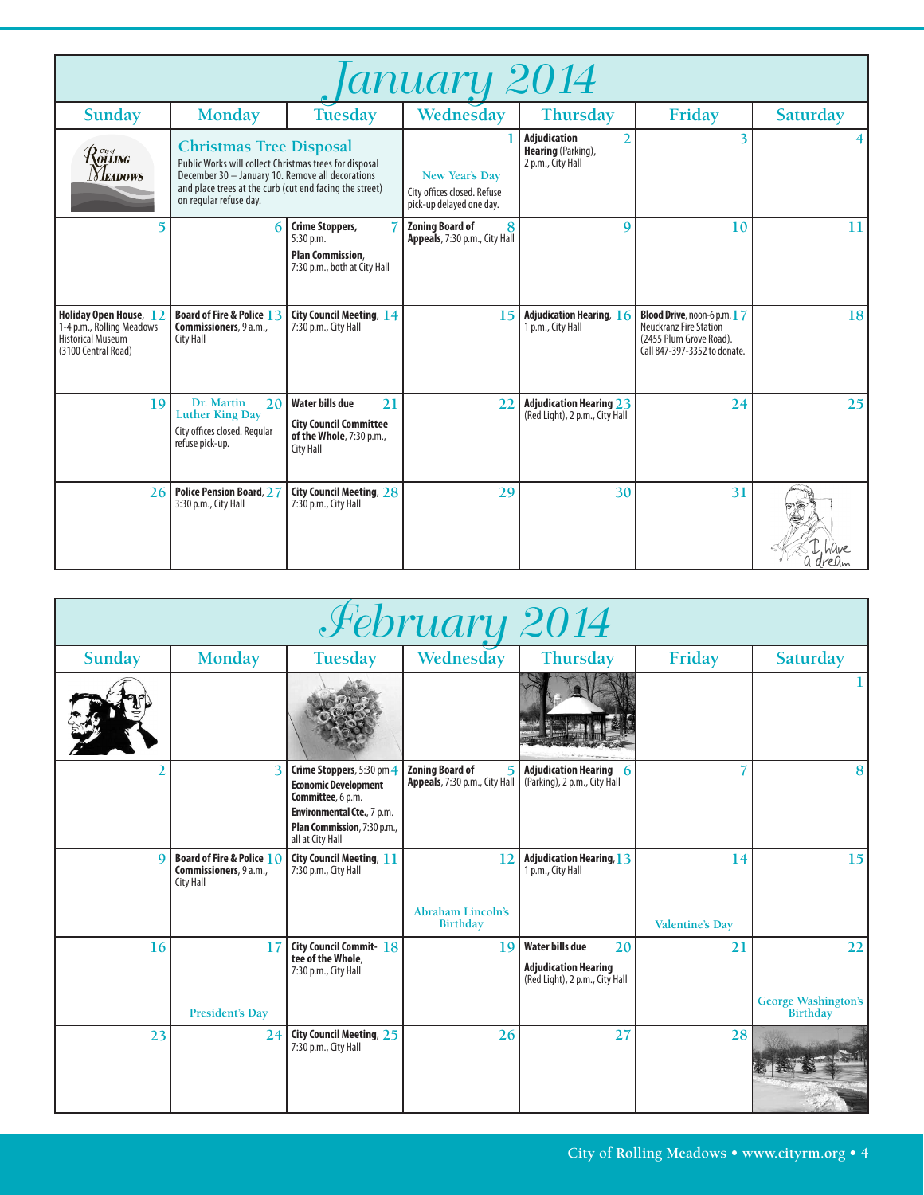# January 2014

| Sunday | Monday | Tuesday | Wednesday | Thursday | Friday | Saturday |
|---|---|---|---|---|---|---|
| City of Rolling Meadows | **Christmas Tree Disposal** Public Works will collect Christmas trees for disposal December 30 – January 10. Remove all decorations and place trees at the curb (cut end facing the street) on regular refuse day. | | 1 New Year's Day City offices closed. Refuse pick-up delayed one day. | 2 **Adjudication Hearing** (Parking), 2 p.m., City Hall | 3 | 4 |
| 5 | 6 | 7 **Crime Stoppers**, 5:30 p.m. **Plan Commission**, 7:30 p.m., both at City Hall | 8 **Zoning Board of Appeals**, 7:30 p.m., City Hall | 9 | 10 | 11 |
| 12 **Holiday Open House**, 1-4 p.m., Rolling Meadows Historical Museum (3100 Central Road) | 13 **Board of Fire & Police Commissioners**, 9 a.m., City Hall | 14 **City Council Meeting**, 7:30 p.m., City Hall | 15 | 16 **Adjudication Hearing**, 1 p.m., City Hall | 17 **Blood Drive**, noon-6 p.m. Neuckranz Fire Station (2455 Plum Grove Road). Call 847-397-3352 to donate. | 18 |
| 19 | 20 Dr. Martin Luther King Day City offices closed. Regular refuse pick-up. | 21 **Water bills due** **City Council Committee of the Whole**, 7:30 p.m., City Hall | 22 | 23 **Adjudication Hearing** (Red Light), 2 p.m., City Hall | 24 | 25 |
| 26 | 27 **Police Pension Board**, 3:30 p.m., City Hall | 28 **City Council Meeting**, 7:30 p.m., City Hall | 29 | 30 | 31 | I have a dream |

# February 2014

| Sunday | Monday | Tuesday | Wednesday | Thursday | Friday | Saturday |
|---|---|---|---|---|---|---|
| | | | | | | 1 |
| 2 | 3 | 4 **Crime Stoppers**, 5:30 pm **Economic Development Committee**, 6 p.m. **Environmental Cte.**, 7 p.m. **Plan Commission**, 7:30 p.m., all at City Hall | 5 **Zoning Board of Appeals**, 7:30 p.m., City Hall | 6 **Adjudication Hearing** (Parking), 2 p.m., City Hall | 7 | 8 |
| 9 | 10 **Board of Fire & Police Commissioners**, 9 a.m., City Hall | 11 **City Council Meeting**, 7:30 p.m., City Hall | 12 Abraham Lincoln's Birthday | 13 **Adjudication Hearing**, 1 p.m., City Hall | 14 Valentine's Day | 15 |
| 16 | 17 President's Day | 18 **City Council Committee of the Whole**, 7:30 p.m., City Hall | 19 | 20 **Water bills due** **Adjudication Hearing** (Red Light), 2 p.m., City Hall | 21 | 22 George Washington's Birthday |
| 23 | 24 | 25 **City Council Meeting**, 7:30 p.m., City Hall | 26 | 27 | 28 | |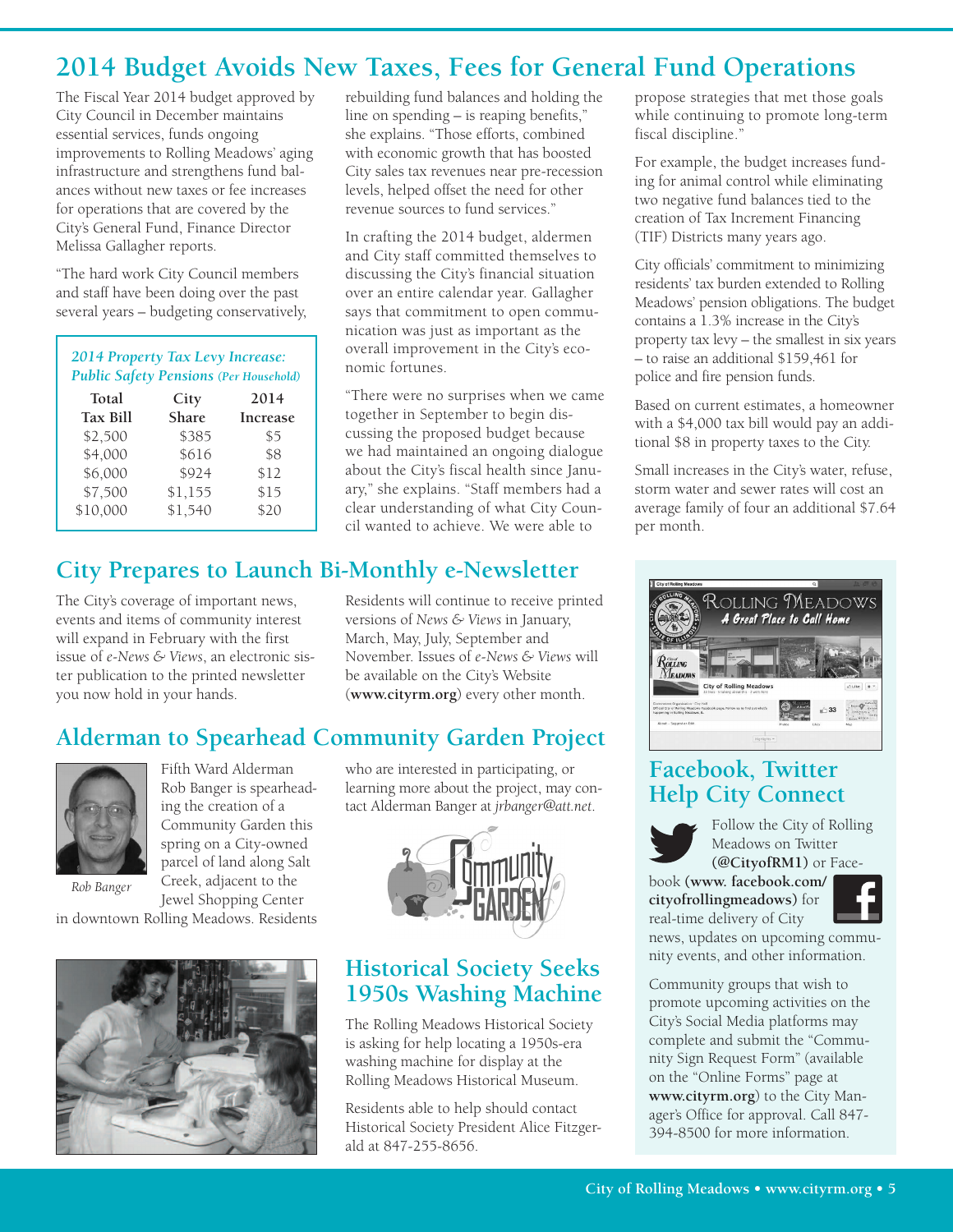# 2014 Budget Avoids New Taxes, Fees for General Fund Operations

The Fiscal Year 2014 budget approved by City Council in December maintains essential services, funds ongoing improvements to Rolling Meadows' aging infrastructure and strengthens fund balances without new taxes or fee increases for operations that are covered by the City's General Fund, Finance Director Melissa Gallagher reports.

"The hard work City Council members and staff have been doing over the past several years – budgeting conservatively, rebuilding fund balances and holding the line on spending – is reaping benefits," she explains. "Those efforts, combined with economic growth that has boosted City sales tax revenues near pre-recession levels, helped offset the need for other revenue sources to fund services."

*2014 Property Tax Levy Increase: Public Safety Pensions (Per Household)*

| Total Tax Bill | City Share | 2014 Increase |
|---|---|---|
| $2,500 | $385 | $5 |
| $4,000 | $616 | $8 |
| $6,000 | $924 | $12 |
| $7,500 | $1,155 | $15 |
| $10,000 | $1,540 | $20 |

In crafting the 2014 budget, aldermen and City staff committed themselves to discussing the City's financial situation over an entire calendar year. Gallagher says that commitment to open communication was just as important as the overall improvement in the City's economic fortunes.

"There were no surprises when we came together in September to begin discussing the proposed budget because we had maintained an ongoing dialogue about the City's fiscal health since January," she explains. "Staff members had a clear understanding of what City Council wanted to achieve. We were able to propose strategies that met those goals while continuing to promote long-term fiscal discipline."

For example, the budget increases funding for animal control while eliminating two negative fund balances tied to the creation of Tax Increment Financing (TIF) Districts many years ago.

City officials' commitment to minimizing residents' tax burden extended to Rolling Meadows' pension obligations. The budget contains a 1.3% increase in the City's property tax levy – the smallest in six years – to raise an additional $159,461 for police and fire pension funds.

Based on current estimates, a homeowner with a $4,000 tax bill would pay an additional $8 in property taxes to the City.

Small increases in the City's water, refuse, storm water and sewer rates will cost an average family of four an additional $7.64 per month.

## City Prepares to Launch Bi-Monthly e-Newsletter

The City's coverage of important news, events and items of community interest will expand in February with the first issue of *e-News & Views*, an electronic sister publication to the printed newsletter you now hold in your hands.

Residents will continue to receive printed versions of *News & Views* in January, March, May, July, September and November. Issues of *e-News & Views* will be available on the City's Website (**www.cityrm.org**) every other month.

## Alderman to Spearhead Community Garden Project

Fifth Ward Alderman Rob Banger is spearheading the creation of a Community Garden this spring on a City-owned parcel of land along Salt Creek, adjacent to the Jewel Shopping Center in downtown Rolling Meadows. Residents who are interested in participating, or learning more about the project, may contact Alderman Banger at *jrbanger@att.net*.

*Rob Banger*

## Historical Society Seeks 1950s Washing Machine

The Rolling Meadows Historical Society is asking for help locating a 1950s-era washing machine for display at the Rolling Meadows Historical Museum.

Residents able to help should contact Historical Society President Alice Fitzgerald at 847-255-8656.

## Facebook, Twitter Help City Connect

Follow the City of Rolling Meadows on Twitter **(@CityofRM1)** or Facebook **(www. facebook.com/ cityofrollingmeadows)** for real-time delivery of City news, updates on upcoming community events, and other information.

Community groups that wish to promote upcoming activities on the City's Social Media platforms may complete and submit the "Community Sign Request Form" (available on the "Online Forms" page at **www.cityrm.org**) to the City Manager's Office for approval. Call 847-394-8500 for more information.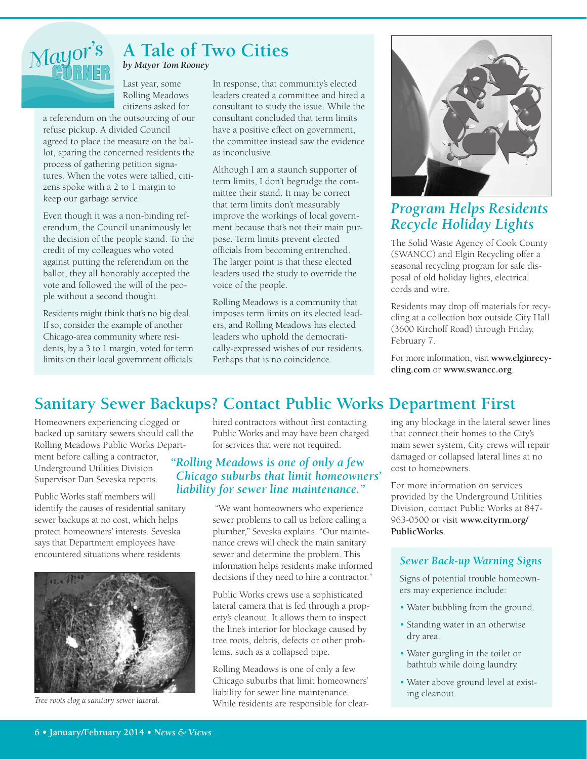Mayor's CORNER

## A Tale of Two Cities

*by Mayor Tom Rooney*

Last year, some Rolling Meadows citizens asked for a referendum on the outsourcing of our refuse pickup. A divided Council agreed to place the measure on the ballot, sparing the concerned residents the process of gathering petition signatures. When the votes were tallied, citizens spoke with a 2 to 1 margin to keep our garbage service.

Even though it was a non-binding referendum, the Council unanimously let the decision of the people stand. To the credit of my colleagues who voted against putting the referendum on the ballot, they all honorably accepted the vote and followed the will of the people without a second thought.

Residents might think that's no big deal. If so, consider the example of another Chicago-area community where residents, by a 3 to 1 margin, voted for term limits on their local government officials.

In response, that community's elected leaders created a committee and hired a consultant to study the issue. While the consultant concluded that term limits have a positive effect on government, the committee instead saw the evidence as inconclusive.

Although I am a staunch supporter of term limits, I don't begrudge the committee their stand. It may be correct that term limits don't measurably improve the workings of local government because that's not their main purpose. Term limits prevent elected officials from becoming entrenched. The larger point is that these elected leaders used the study to override the voice of the people.

Rolling Meadows is a community that imposes term limits on its elected leaders, and Rolling Meadows has elected leaders who uphold the democratically-expressed wishes of our residents. Perhaps that is no coincidence.

## *Program Helps Residents Recycle Holiday Lights*

The Solid Waste Agency of Cook County (SWANCC) and Elgin Recycling offer a seasonal recycling program for safe disposal of old holiday lights, electrical cords and wire.

Residents may drop off materials for recycling at a collection box outside City Hall (3600 Kirchoff Road) through Friday, February 7.

For more information, visit **www.elginrecycling.com** or **www.swancc.org**.

## Sanitary Sewer Backups? Contact Public Works Department First

Homeowners experiencing clogged or backed up sanitary sewers should call the Rolling Meadows Public Works Department before calling a contractor, Underground Utilities Division Supervisor Dan Seveska reports.

Public Works staff members will identify the causes of residential sanitary sewer backups at no cost, which helps protect homeowners' interests. Seveska says that Department employees have encountered situations where residents hired contractors without first contacting Public Works and may have been charged for services that were not required.

> *"Rolling Meadows is one of only a few Chicago suburbs that limit homeowners' liability for sewer line maintenance."*

"We want homeowners who experience sewer problems to call us before calling a plumber," Seveska explains. "Our maintenance crews will check the main sanitary sewer and determine the problem. This information helps residents make informed decisions if they need to hire a contractor."

Public Works crews use a sophisticated lateral camera that is fed through a property's cleanout. It allows them to inspect the line's interior for blockage caused by tree roots, debris, defects or other problems, such as a collapsed pipe.

Rolling Meadows is one of only a few Chicago suburbs that limit homeowners' liability for sewer line maintenance. While residents are responsible for clearing any blockage in the lateral sewer lines that connect their homes to the City's main sewer system, City crews will repair damaged or collapsed lateral lines at no cost to homeowners.

For more information on services provided by the Underground Utilities Division, contact Public Works at 847-963-0500 or visit **www.cityrm.org/PublicWorks**.

*Tree roots clog a sanitary sewer lateral.*

### *Sewer Back-up Warning Signs*

Signs of potential trouble homeowners may experience include:

- Water bubbling from the ground.
- Standing water in an otherwise dry area.
- Water gurgling in the toilet or bathtub while doing laundry.
- Water above ground level at existing cleanout.